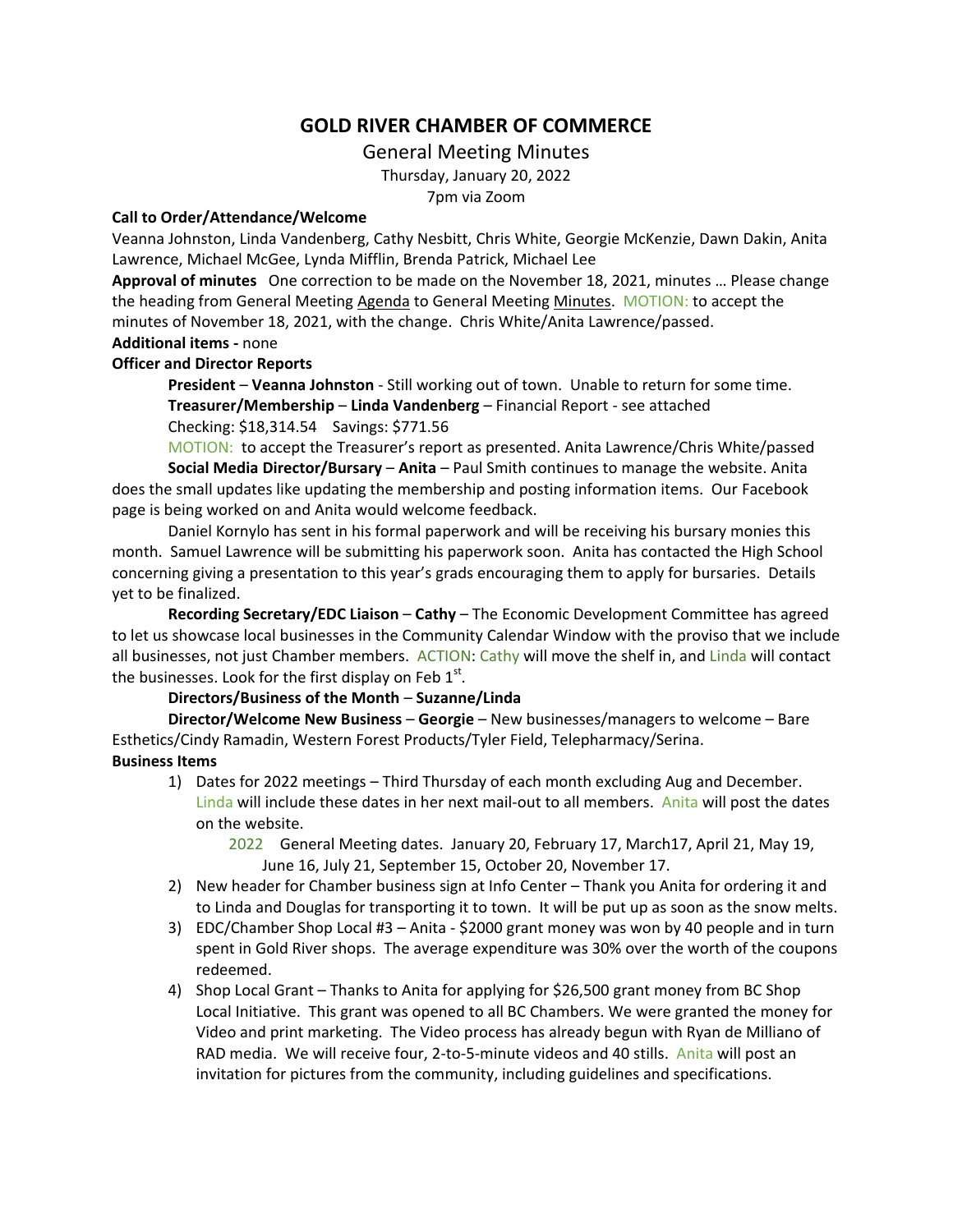# GOLD RIVER CHAMBER OF COMMERCE

## General Meeting Minutes

Thursday, January 20, 2022

7pm via Zoom

**Call to Order/Attendance/Welcome**

Veanna Johnston, Linda Vandenberg, Cathy Nesbitt, Chris White, Georgie McKenzie, Dawn Dakin, Anita Lawrence, Michael McGee, Lynda Mifflin, Brenda Patrick, Michael Lee

**Approval of minutes** One correction to be made on the November 18, 2021, minutes … Please change the heading from General Meeting Agenda to General Meeting Minutes. MOTION: to accept the minutes of November 18, 2021, with the change. Chris White/Anita Lawrence/passed.

**Additional items -** none

**Officer and Director Reports**

**President** – **Veanna Johnston** - Still working out of town. Unable to return for some time.

**Treasurer/Membership** – **Linda Vandenberg** – Financial Report - see attached

Checking: $18,314.54 Savings: $771.56

MOTION: to accept the Treasurer's report as presented. Anita Lawrence/Chris White/passed

**Social Media Director/Bursary** – **Anita** – Paul Smith continues to manage the website. Anita does the small updates like updating the membership and posting information items. Our Facebook page is being worked on and Anita would welcome feedback.

Daniel Kornylo has sent in his formal paperwork and will be receiving his bursary monies this month. Samuel Lawrence will be submitting his paperwork soon. Anita has contacted the High School concerning giving a presentation to this year's grads encouraging them to apply for bursaries. Details yet to be finalized.

**Recording Secretary/EDC Liaison** – **Cathy** – The Economic Development Committee has agreed to let us showcase local businesses in the Community Calendar Window with the proviso that we include all businesses, not just Chamber members. ACTION: Cathy will move the shelf in, and Linda will contact the businesses. Look for the first display on Feb 1st.

**Directors/Business of the Month** – **Suzanne/Linda**

**Director/Welcome New Business** – **Georgie** – New businesses/managers to welcome – Bare Esthetics/Cindy Ramadin, Western Forest Products/Tyler Field, Telepharmacy/Serina.

**Business Items**

1) Dates for 2022 meetings – Third Thursday of each month excluding Aug and December. Linda will include these dates in her next mail-out to all members. Anita will post the dates on the website.

   2022 General Meeting dates. January 20, February 17, March17, April 21, May 19, June 16, July 21, September 15, October 20, November 17.

2) New header for Chamber business sign at Info Center – Thank you Anita for ordering it and to Linda and Douglas for transporting it to town. It will be put up as soon as the snow melts.

3) EDC/Chamber Shop Local #3 – Anita - $2000 grant money was won by 40 people and in turn spent in Gold River shops. The average expenditure was 30% over the worth of the coupons redeemed.

4) Shop Local Grant – Thanks to Anita for applying for $26,500 grant money from BC Shop Local Initiative. This grant was opened to all BC Chambers. We were granted the money for Video and print marketing. The Video process has already begun with Ryan de Milliano of RAD media. We will receive four, 2-to-5-minute videos and 40 stills. Anita will post an invitation for pictures from the community, including guidelines and specifications.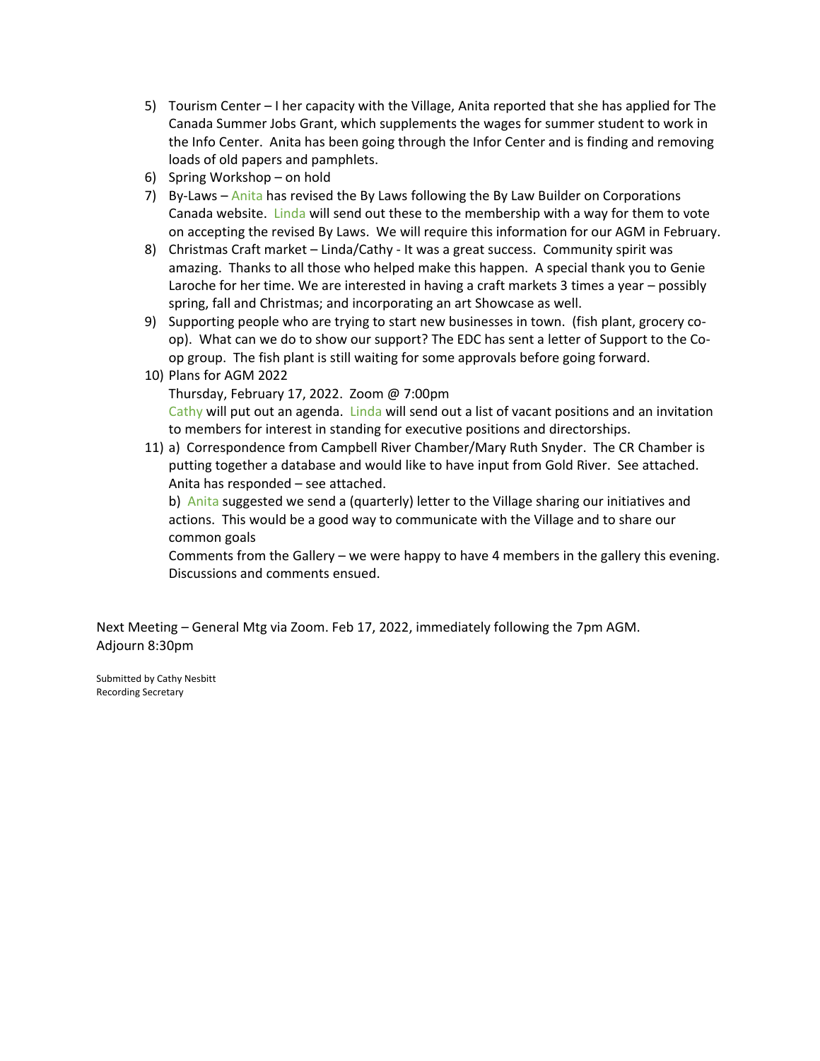5) Tourism Center – I her capacity with the Village, Anita reported that she has applied for The Canada Summer Jobs Grant, which supplements the wages for summer student to work in the Info Center. Anita has been going through the Infor Center and is finding and removing loads of old papers and pamphlets.
6) Spring Workshop – on hold
7) By-Laws – Anita has revised the By Laws following the By Law Builder on Corporations Canada website. Linda will send out these to the membership with a way for them to vote on accepting the revised By Laws. We will require this information for our AGM in February.
8) Christmas Craft market – Linda/Cathy - It was a great success. Community spirit was amazing. Thanks to all those who helped make this happen. A special thank you to Genie Laroche for her time. We are interested in having a craft markets 3 times a year – possibly spring, fall and Christmas; and incorporating an art Showcase as well.
9) Supporting people who are trying to start new businesses in town. (fish plant, grocery co-op). What can we do to show our support? The EDC has sent a letter of Support to the Co-op group. The fish plant is still waiting for some approvals before going forward.
10) Plans for AGM 2022
    Thursday, February 17, 2022. Zoom @ 7:00pm
    Cathy will put out an agenda. Linda will send out a list of vacant positions and an invitation to members for interest in standing for executive positions and directorships.
11) a) Correspondence from Campbell River Chamber/Mary Ruth Snyder. The CR Chamber is putting together a database and would like to have input from Gold River. See attached. Anita has responded – see attached.
    b) Anita suggested we send a (quarterly) letter to the Village sharing our initiatives and actions. This would be a good way to communicate with the Village and to share our common goals
    Comments from the Gallery – we were happy to have 4 members in the gallery this evening. Discussions and comments ensued.

Next Meeting – General Mtg via Zoom. Feb 17, 2022, immediately following the 7pm AGM.
Adjourn 8:30pm

Submitted by Cathy Nesbitt
Recording Secretary